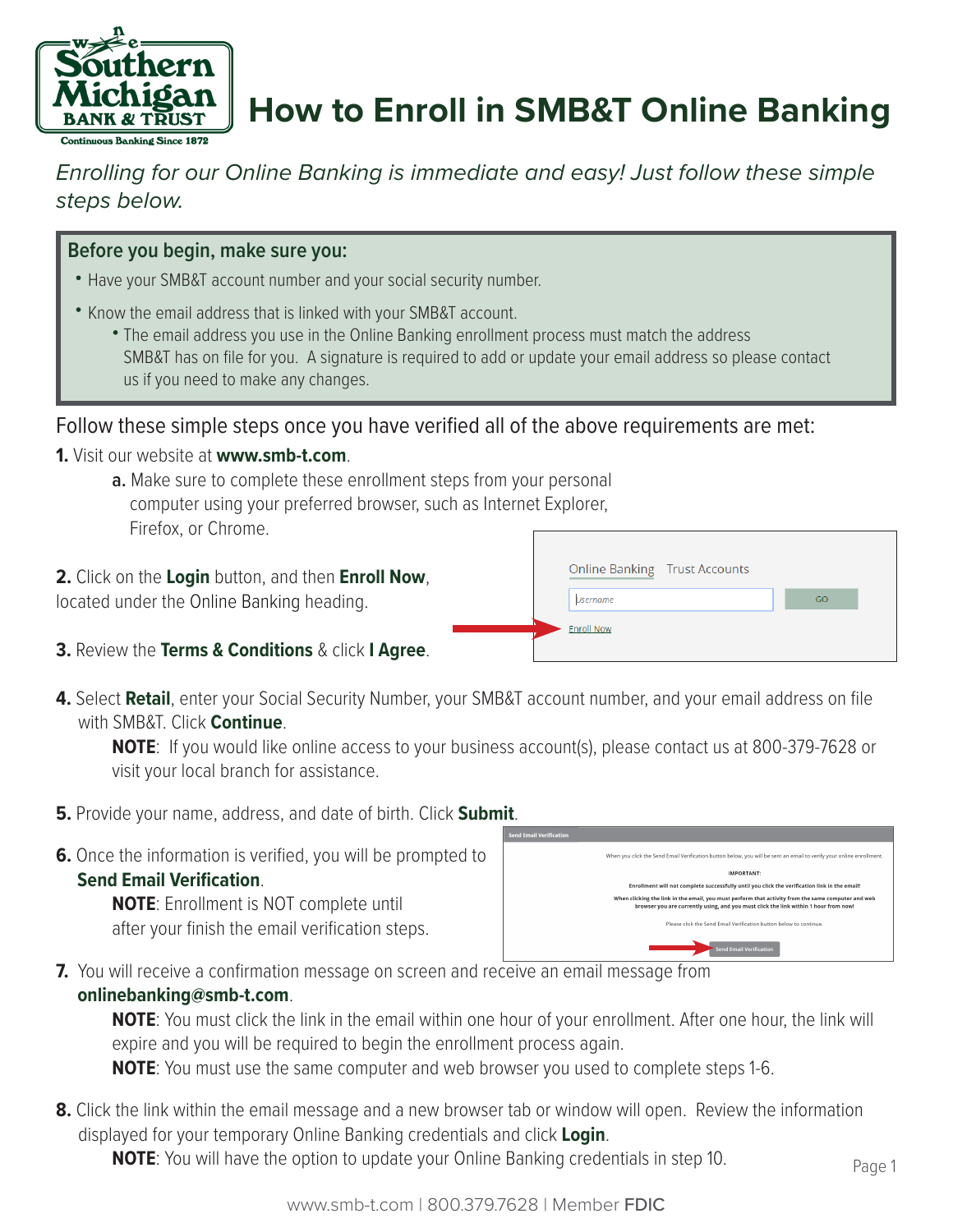# How to Enroll in SMB&T Online Banking

*Enrolling for our Online Banking is immediate and easy! Just follow these simple steps below.*

**Before you begin, make sure you:**

- Have your SMB&T account number and your social security number.
- Know the email address that is linked with your SMB&T account.
  - The email address you use in the Online Banking enrollment process must match the address SMB&T has on file for you. A signature is required to add or update your email address so please contact us if you need to make any changes.

Follow these simple steps once you have verified all of the above requirements are met:

**1.** Visit our website at **www.smb-t.com**.

  **a.** Make sure to complete these enrollment steps from your personal computer using your preferred browser, such as Internet Explorer, Firefox, or Chrome.

**2.** Click on the **Login** button, and then **Enroll Now**, located under the Online Banking heading.

**3.** Review the **Terms & Conditions** & click **I Agree**.

**4.** Select **Retail**, enter your Social Security Number, your SMB&T account number, and your email address on file with SMB&T. Click **Continue**.

  **NOTE**: If you would like online access to your business account(s), please contact us at 800-379-7628 or visit your local branch for assistance.

**5.** Provide your name, address, and date of birth. Click **Submit**.

**6.** Once the information is verified, you will be prompted to **Send Email Verification**.

  **NOTE**: Enrollment is NOT complete until after your finish the email verification steps.

**7.** You will receive a confirmation message on screen and receive an email message from **onlinebanking@smb-t.com**.

  **NOTE**: You must click the link in the email within one hour of your enrollment. After one hour, the link will expire and you will be required to begin the enrollment process again.

  **NOTE**: You must use the same computer and web browser you used to complete steps 1-6.

**8.** Click the link within the email message and a new browser tab or window will open. Review the information displayed for your temporary Online Banking credentials and click **Login**.

  **NOTE**: You will have the option to update your Online Banking credentials in step 10.

www.smb-t.com | 800.379.7628 | Member **FDIC**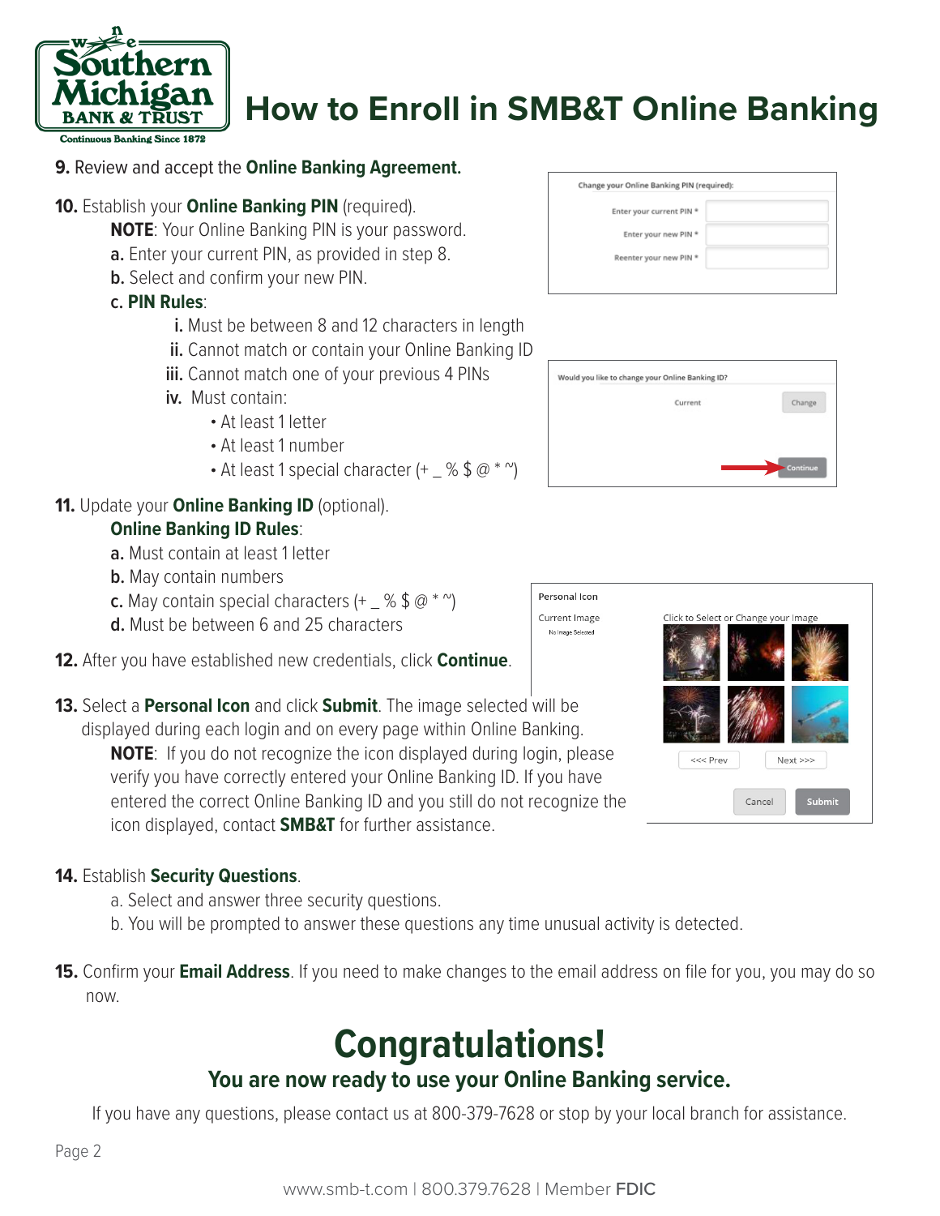# How to Enroll in SMB&T Online Banking

**9.** Review and accept the **Online Banking Agreement.**

**10.** Establish your **Online Banking PIN** (required).

**NOTE**: Your Online Banking PIN is your password.

**a.** Enter your current PIN, as provided in step 8.

**b.** Select and confirm your new PIN.

**c. PIN Rules**:

- **i.** Must be between 8 and 12 characters in length
- **ii.** Cannot match or contain your Online Banking ID
- **iii.** Cannot match one of your previous 4 PINs
- **iv.** Must contain:
  - At least 1 letter
  - At least 1 number
  - At least 1 special character (+ _ % $ @ * ~)

Change your Online Banking PIN (required):
Enter your current PIN *
Enter your new PIN *
Reenter your new PIN *

Would you like to change your Online Banking ID?
Current
Change
Continue

**11.** Update your **Online Banking ID** (optional).

**Online Banking ID Rules**:

**a.** Must contain at least 1 letter

**b.** May contain numbers

**c.** May contain special characters (+ _ % $ @ * ~)

**d.** Must be between 6 and 25 characters

**12.** After you have established new credentials, click **Continue**.

**13.** Select a **Personal Icon** and click **Submit**. The image selected will be displayed during each login and on every page within Online Banking.

**NOTE**: If you do not recognize the icon displayed during login, please verify you have correctly entered your Online Banking ID. If you have entered the correct Online Banking ID and you still do not recognize the icon displayed, contact **SMB&T** for further assistance.

Personal Icon
Current Image
No Image Selected
Click to Select or Change your Image
<<< Prev
Next >>>
Cancel
Submit

**14.** Establish **Security Questions**.

a. Select and answer three security questions.

b. You will be prompted to answer these questions any time unusual activity is detected.

**15.** Confirm your **Email Address**. If you need to make changes to the email address on file for you, you may do so now.

# Congratulations!

## You are now ready to use your Online Banking service.

If you have any questions, please contact us at 800-379-7628 or stop by your local branch for assistance.